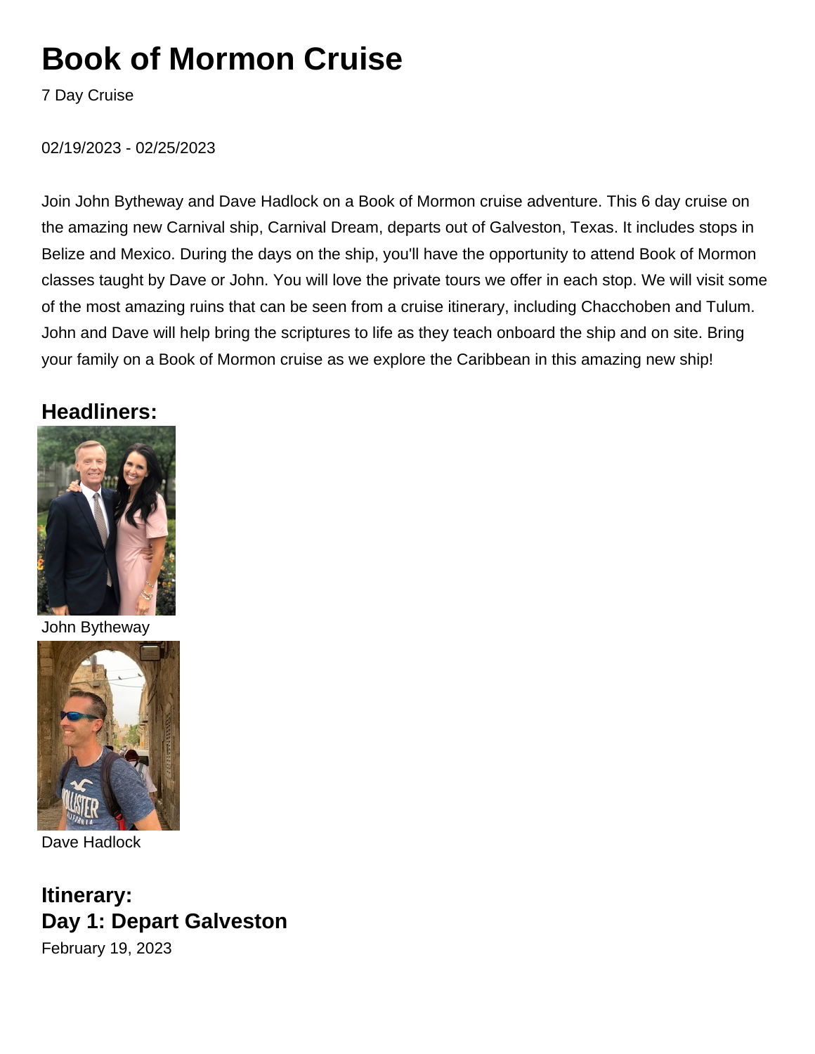# Book of Mormon Cruise

7 Day Cruise

02/19/2023 - 02/25/2023

Join John Bytheway and Dave Hadlock on a Book of Mormon cruise adventure. This 6 day cruise on the amazing new Carnival ship, Carnival Dream, departs out of Galveston, Texas. It includes stops in Belize and Mexico. During the days on the ship, you'll have the opportunity to attend Book of Mormon classes taught by Dave or John. You will love the private tours we offer in each stop. We will visit some of the most amazing ruins that can be seen from a cruise itinerary, including Chacchoben and Tulum. John and Dave will help bring the scriptures to life as they teach onboard the ship and on site. Bring your family on a Book of Mormon cruise as we explore the Caribbean in this amazing new ship!

### Headliners:

John Bytheway

Dave Hadlock

### Itinerary:

### Day 1: Depart Galveston

February 19, 2023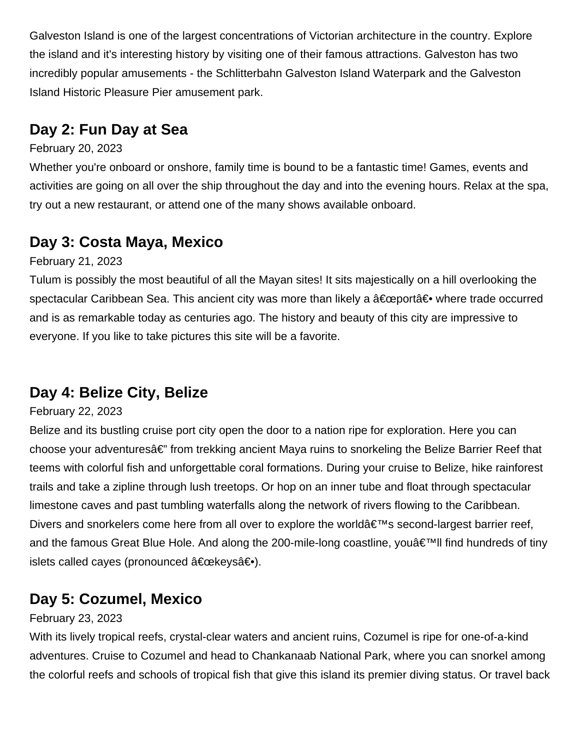Galveston Island is one of the largest concentrations of Victorian architecture in the country. Explore the island and it's interesting history by visiting one of their famous attractions. Galveston has two incredibly popular amusements - the Schlitterbahn Galveston Island Waterpark and the Galveston Island Historic Pleasure Pier amusement park.

## Day 2: Fun Day at Sea

February 20, 2023

Whether you're onboard or onshore, family time is bound to be a fantastic time! Games, events and activities are going on all over the ship throughout the day and into the evening hours. Relax at the spa, try out a new restaurant, or attend one of the many shows available onboard.

## Day 3: Costa Maya, Mexico

February 21, 2023

Tulum is possibly the most beautiful of all the Mayan sites! It sits majestically on a hill overlooking the spectacular Caribbean Sea. This ancient city was more than likely a â€œportâ€• where trade occurred and is as remarkable today as centuries ago. The history and beauty of this city are impressive to everyone. If you like to take pictures this site will be a favorite.

## Day 4: Belize City, Belize

February 22, 2023

Belize and its bustling cruise port city open the door to a nation ripe for exploration. Here you can choose your adventuresâ€" from trekking ancient Maya ruins to snorkeling the Belize Barrier Reef that teems with colorful fish and unforgettable coral formations. During your cruise to Belize, hike rainforest trails and take a zipline through lush treetops. Or hop on an inner tube and float through spectacular limestone caves and past tumbling waterfalls along the network of rivers flowing to the Caribbean. Divers and snorkelers come here from all over to explore the worldâ€™s second-largest barrier reef, and the famous Great Blue Hole. And along the 200-mile-long coastline, youâ€™ll find hundreds of tiny islets called cayes (pronounced â€œkeysâ€•).

## Day 5: Cozumel, Mexico

February 23, 2023

With its lively tropical reefs, crystal-clear waters and ancient ruins, Cozumel is ripe for one-of-a-kind adventures. Cruise to Cozumel and head to Chankanaab National Park, where you can snorkel among the colorful reefs and schools of tropical fish that give this island its premier diving status. Or travel back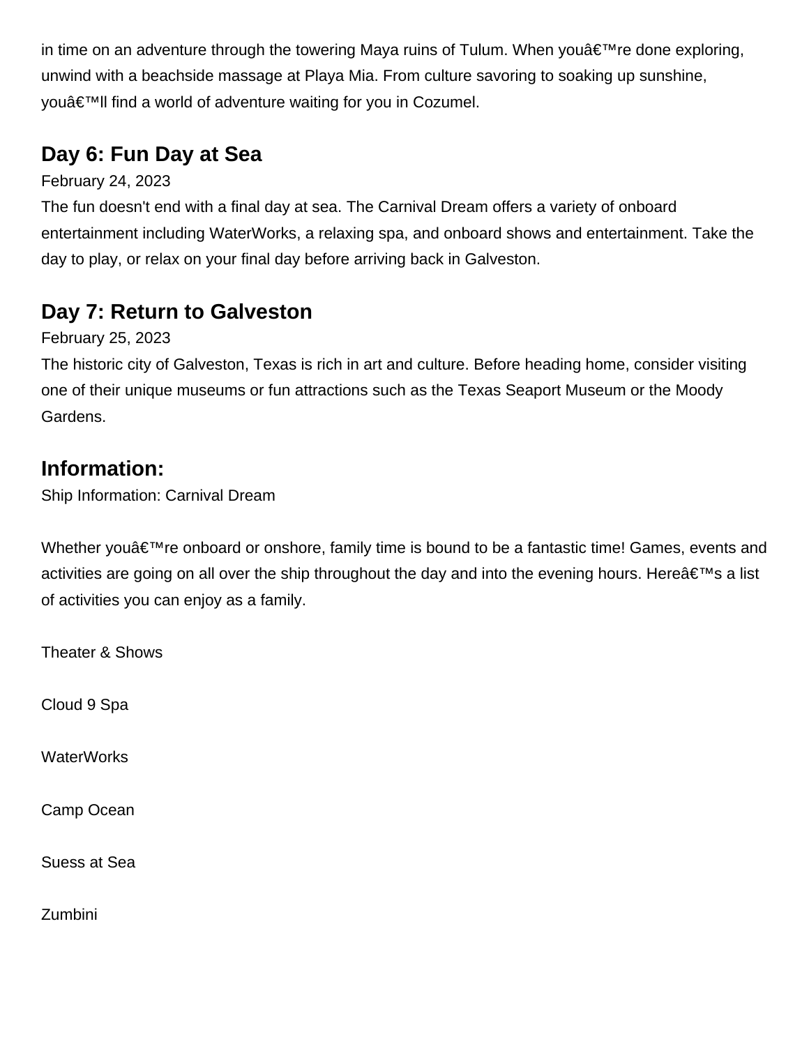in time on an adventure through the towering Maya ruins of Tulum. When youâ€™re done exploring, unwind with a beachside massage at Playa Mia. From culture savoring to soaking up sunshine, youâ€™ll find a world of adventure waiting for you in Cozumel.

## Day 6: Fun Day at Sea

February 24, 2023

The fun doesn't end with a final day at sea. The Carnival Dream offers a variety of onboard entertainment including WaterWorks, a relaxing spa, and onboard shows and entertainment. Take the day to play, or relax on your final day before arriving back in Galveston.

## Day 7: Return to Galveston

February 25, 2023

The historic city of Galveston, Texas is rich in art and culture. Before heading home, consider visiting one of their unique museums or fun attractions such as the Texas Seaport Museum or the Moody Gardens.

## Information:

Ship Information: Carnival Dream

Whether youâ€™re onboard or onshore, family time is bound to be a fantastic time! Games, events and activities are going on all over the ship throughout the day and into the evening hours. Hereâ€™s a list of activities you can enjoy as a family.

Theater & Shows

Cloud 9 Spa

WaterWorks

Camp Ocean

Suess at Sea

Zumbini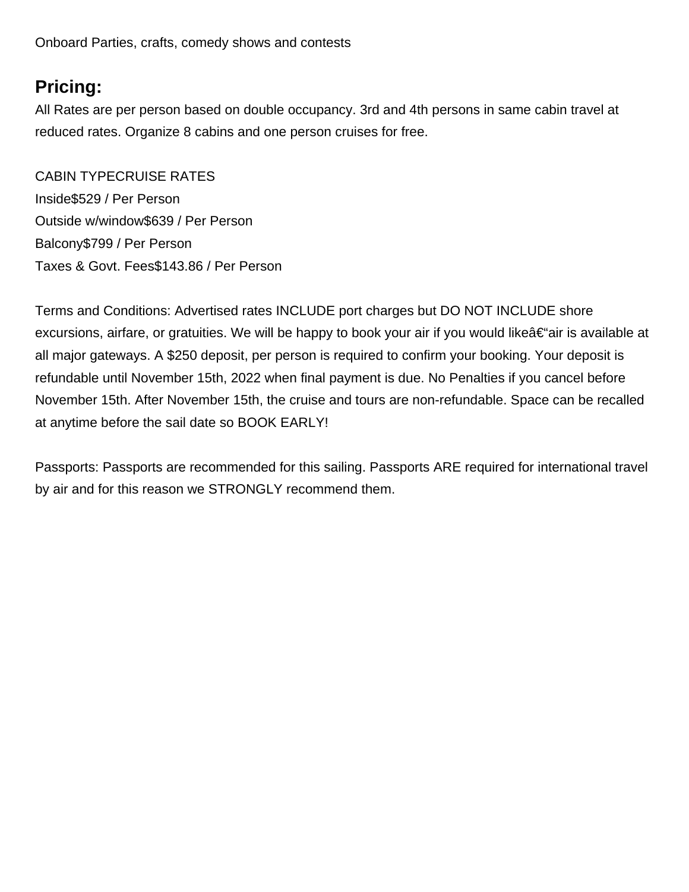Onboard Parties, crafts, comedy shows and contests

## Pricing:

All Rates are per person based on double occupancy. 3rd and 4th persons in same cabin travel at reduced rates. Organize 8 cabins and one person cruises for free.

| CABIN TYPE | CRUISE RATES |
| --- | --- |
| Inside | $529 / Per Person |
| Outside w/window | $639 / Per Person |
| Balcony | $799 / Per Person |
| Taxes & Govt. Fees | $143.86 / Per Person |

Terms and Conditions: Advertised rates INCLUDE port charges but DO NOT INCLUDE shore excursions, airfare, or gratuities. We will be happy to book your air if you would likeâ€"air is available at all major gateways. A $250 deposit, per person is required to confirm your booking. Your deposit is refundable until November 15th, 2022 when final payment is due. No Penalties if you cancel before November 15th. After November 15th, the cruise and tours are non-refundable. Space can be recalled at anytime before the sail date so BOOK EARLY!

Passports: Passports are recommended for this sailing. Passports ARE required for international travel by air and for this reason we STRONGLY recommend them.